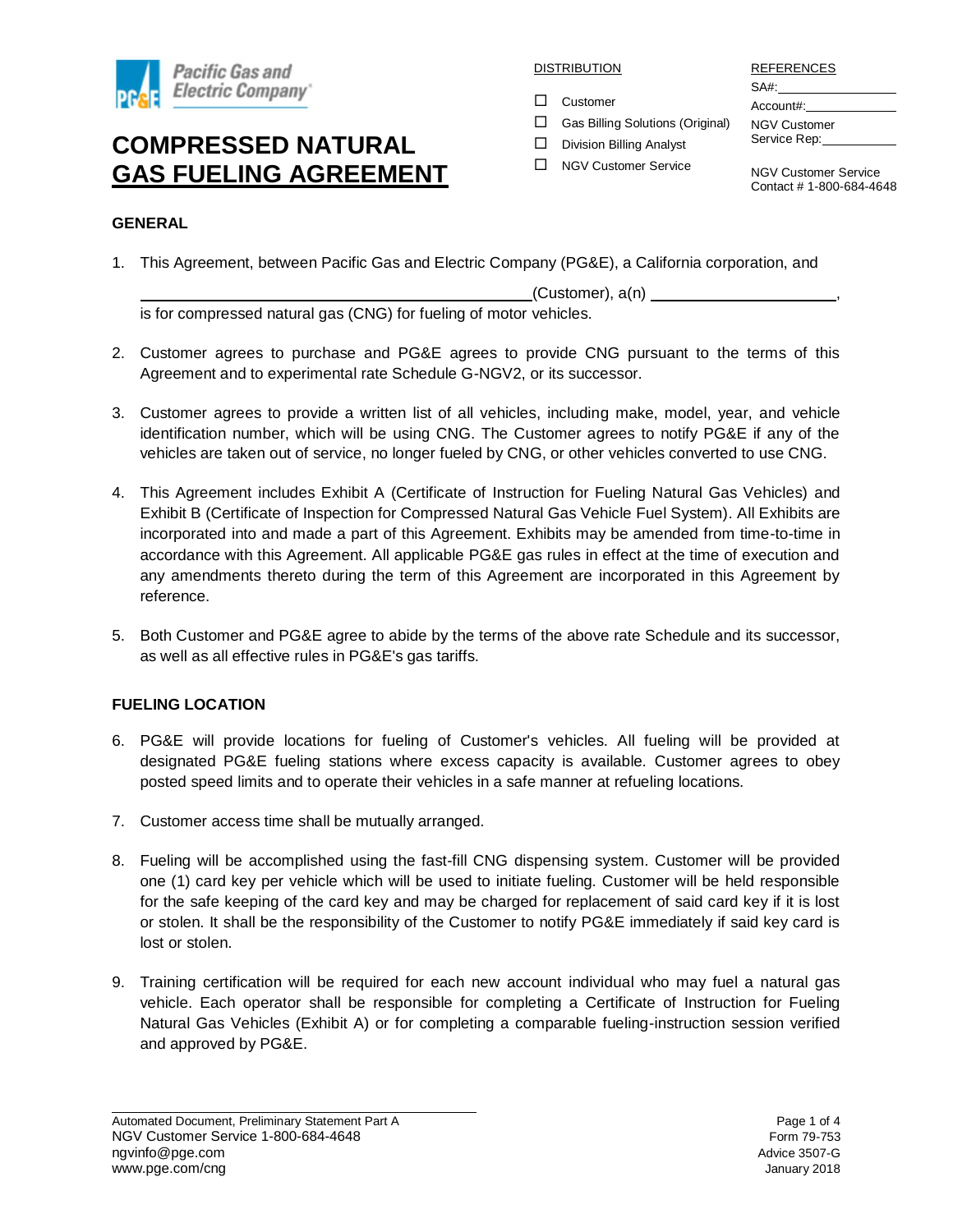Pacific Gas and Electric Company

# COMPRESSED NATURAL GAS FUELING AGREEMENT

DISTRIBUTION

- ☐ Customer
- ☐ Gas Billing Solutions (Original)
- ☐ Division Billing Analyst
- ☐ NGV Customer Service

REFERENCES

SA#: ____________

Account#: ____________

NGV Customer Service Rep: ____________

NGV Customer Service Contact # 1-800-684-4648

## GENERAL

1. This Agreement, between Pacific Gas and Electric Company (PG&E), a California corporation, and ______________________________ (Customer), a(n) ____________________, is for compressed natural gas (CNG) for fueling of motor vehicles.

2. Customer agrees to purchase and PG&E agrees to provide CNG pursuant to the terms of this Agreement and to experimental rate Schedule G-NGV2, or its successor.

3. Customer agrees to provide a written list of all vehicles, including make, model, year, and vehicle identification number, which will be using CNG. The Customer agrees to notify PG&E if any of the vehicles are taken out of service, no longer fueled by CNG, or other vehicles converted to use CNG.

4. This Agreement includes Exhibit A (Certificate of Instruction for Fueling Natural Gas Vehicles) and Exhibit B (Certificate of Inspection for Compressed Natural Gas Vehicle Fuel System). All Exhibits are incorporated into and made a part of this Agreement. Exhibits may be amended from time-to-time in accordance with this Agreement. All applicable PG&E gas rules in effect at the time of execution and any amendments thereto during the term of this Agreement are incorporated in this Agreement by reference.

5. Both Customer and PG&E agree to abide by the terms of the above rate Schedule and its successor, as well as all effective rules in PG&E's gas tariffs.

## FUELING LOCATION

6. PG&E will provide locations for fueling of Customer's vehicles. All fueling will be provided at designated PG&E fueling stations where excess capacity is available. Customer agrees to obey posted speed limits and to operate their vehicles in a safe manner at refueling locations.

7. Customer access time shall be mutually arranged.

8. Fueling will be accomplished using the fast-fill CNG dispensing system. Customer will be provided one (1) card key per vehicle which will be used to initiate fueling. Customer will be held responsible for the safe keeping of the card key and may be charged for replacement of said card key if it is lost or stolen. It shall be the responsibility of the Customer to notify PG&E immediately if said key card is lost or stolen.

9. Training certification will be required for each new account individual who may fuel a natural gas vehicle. Each operator shall be responsible for completing a Certificate of Instruction for Fueling Natural Gas Vehicles (Exhibit A) or for completing a comparable fueling-instruction session verified and approved by PG&E.

Automated Document, Preliminary Statement Part A
NGV Customer Service 1-800-684-4648
ngvinfo@pge.com
www.pge.com/cng

Form 79-753
Advice 3507-G
January 2018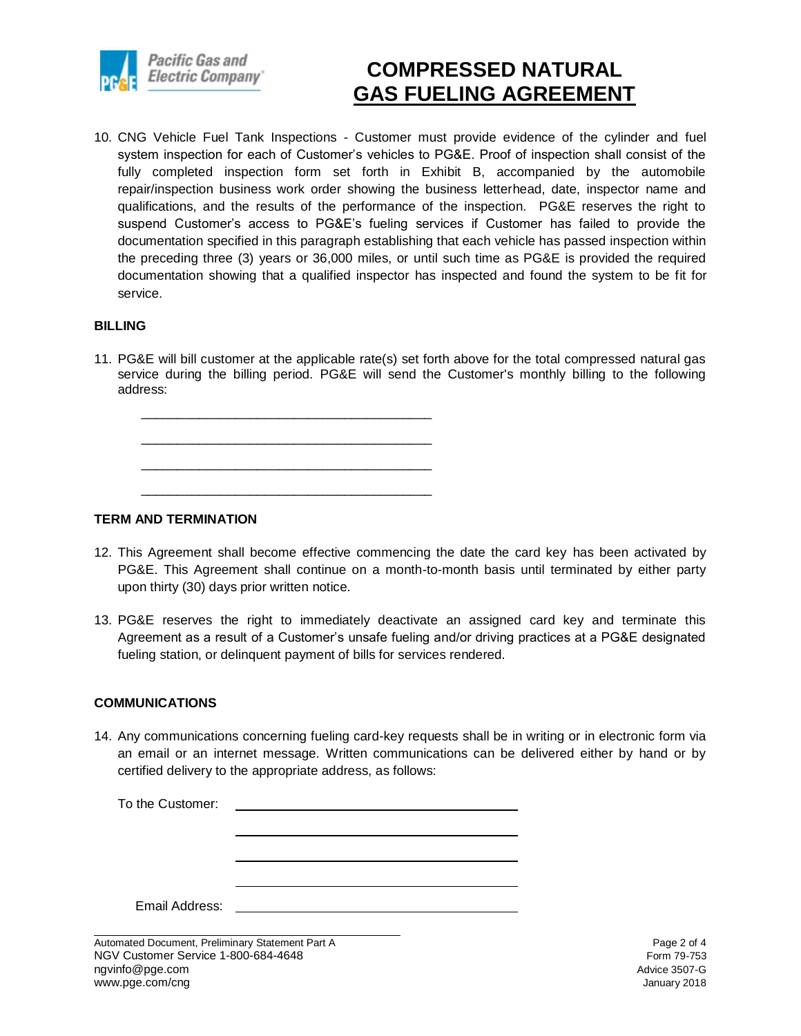10. CNG Vehicle Fuel Tank Inspections - Customer must provide evidence of the cylinder and fuel system inspection for each of Customer's vehicles to PG&E. Proof of inspection shall consist of the fully completed inspection form set forth in Exhibit B, accompanied by the automobile repair/inspection business work order showing the business letterhead, date, inspector name and qualifications, and the results of the performance of the inspection. PG&E reserves the right to suspend Customer's access to PG&E's fueling services if Customer has failed to provide the documentation specified in this paragraph establishing that each vehicle has passed inspection within the preceding three (3) years or 36,000 miles, or until such time as PG&E is provided the required documentation showing that a qualified inspector has inspected and found the system to be fit for service.

**BILLING**

11. PG&E will bill customer at the applicable rate(s) set forth above for the total compressed natural gas service during the billing period. PG&E will send the Customer's monthly billing to the following address:

    ______________________________________

    ______________________________________

    ______________________________________

    ______________________________________

**TERM AND TERMINATION**

12. This Agreement shall become effective commencing the date the card key has been activated by PG&E. This Agreement shall continue on a month-to-month basis until terminated by either party upon thirty (30) days prior written notice.

13. PG&E reserves the right to immediately deactivate an assigned card key and terminate this Agreement as a result of a Customer's unsafe fueling and/or driving practices at a PG&E designated fueling station, or delinquent payment of bills for services rendered.

**COMMUNICATIONS**

14. Any communications concerning fueling card-key requests shall be in writing or in electronic form via an email or an internet message. Written communications can be delivered either by hand or by certified delivery to the appropriate address, as follows:

    To the Customer: ______________________________________

    ______________________________________

    ______________________________________

    ______________________________________

    Email Address: ______________________________________

Automated Document, Preliminary Statement Part A
NGV Customer Service 1-800-684-4648
ngvinfo@pge.com
www.pge.com/cng

Form 79-753
Advice 3507-G
January 2018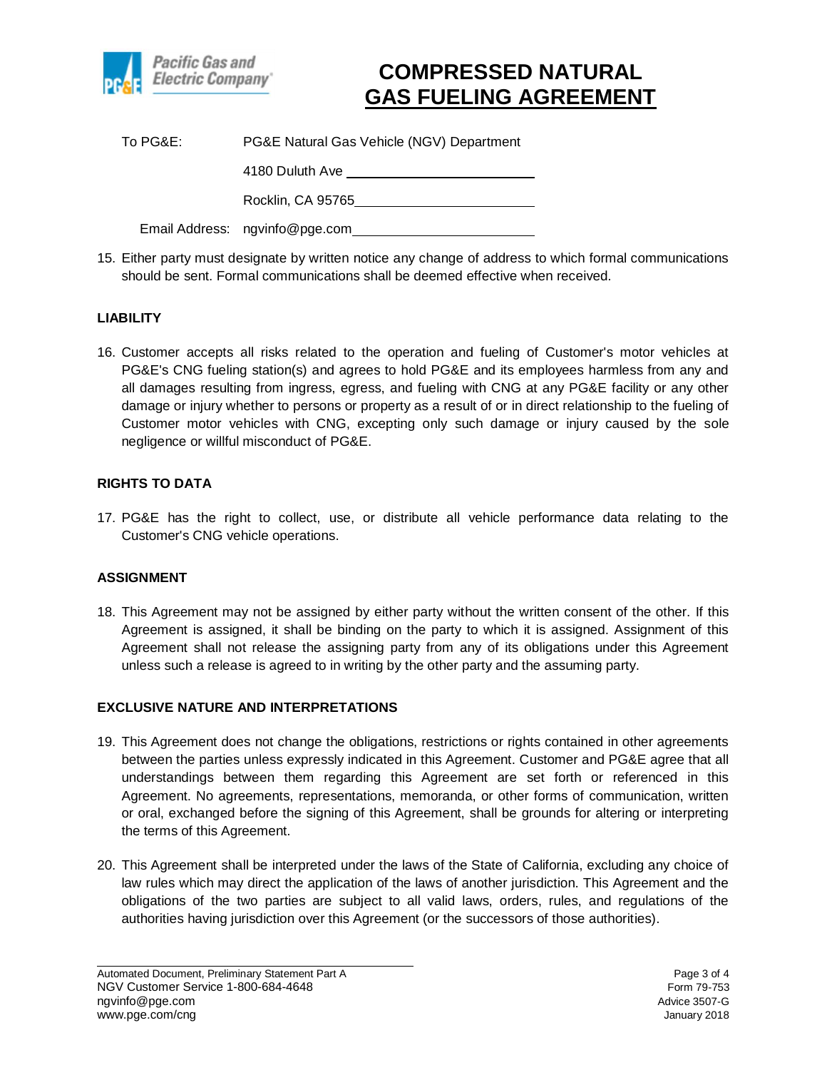# COMPRESSED NATURAL GAS FUELING AGREEMENT

To PG&E: PG&E Natural Gas Vehicle (NGV) Department

4180 Duluth Ave

Rocklin, CA 95765

Email Address: ngvinfo@pge.com

15. Either party must designate by written notice any change of address to which formal communications should be sent. Formal communications shall be deemed effective when received.

**LIABILITY**

16. Customer accepts all risks related to the operation and fueling of Customer's motor vehicles at PG&E's CNG fueling station(s) and agrees to hold PG&E and its employees harmless from any and all damages resulting from ingress, egress, and fueling with CNG at any PG&E facility or any other damage or injury whether to persons or property as a result of or in direct relationship to the fueling of Customer motor vehicles with CNG, excepting only such damage or injury caused by the sole negligence or willful misconduct of PG&E.

**RIGHTS TO DATA**

17. PG&E has the right to collect, use, or distribute all vehicle performance data relating to the Customer's CNG vehicle operations.

**ASSIGNMENT**

18. This Agreement may not be assigned by either party without the written consent of the other. If this Agreement is assigned, it shall be binding on the party to which it is assigned. Assignment of this Agreement shall not release the assigning party from any of its obligations under this Agreement unless such a release is agreed to in writing by the other party and the assuming party.

**EXCLUSIVE NATURE AND INTERPRETATIONS**

19. This Agreement does not change the obligations, restrictions or rights contained in other agreements between the parties unless expressly indicated in this Agreement. Customer and PG&E agree that all understandings between them regarding this Agreement are set forth or referenced in this Agreement. No agreements, representations, memoranda, or other forms of communication, written or oral, exchanged before the signing of this Agreement, shall be grounds for altering or interpreting the terms of this Agreement.

20. This Agreement shall be interpreted under the laws of the State of California, excluding any choice of law rules which may direct the application of the laws of another jurisdiction. This Agreement and the obligations of the two parties are subject to all valid laws, orders, rules, and regulations of the authorities having jurisdiction over this Agreement (or the successors of those authorities).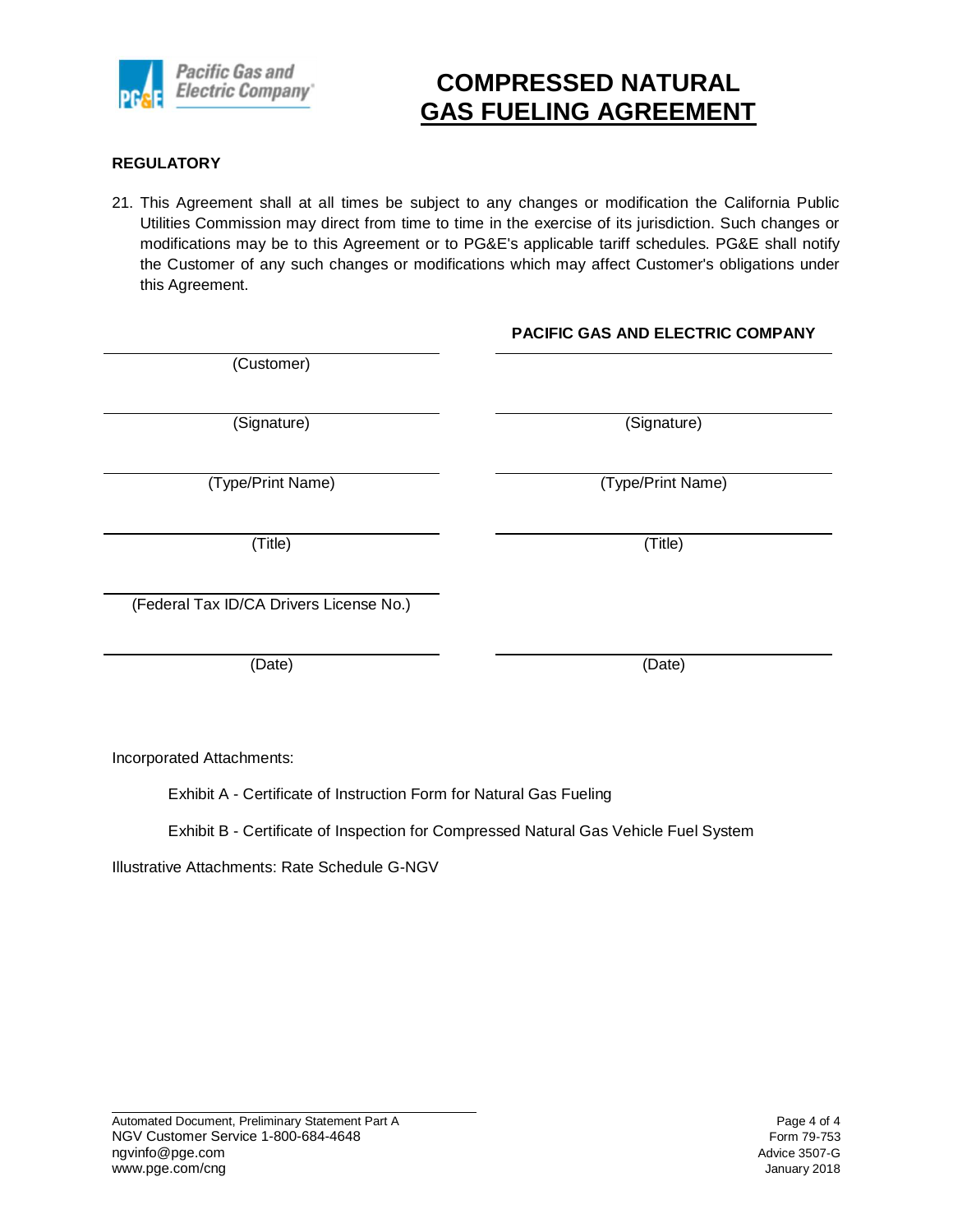# COMPRESSED NATURAL GAS FUELING AGREEMENT

**REGULATORY**

21. This Agreement shall at all times be subject to any changes or modification the California Public Utilities Commission may direct from time to time in the exercise of its jurisdiction. Such changes or modifications may be to this Agreement or to PG&E's applicable tariff schedules. PG&E shall notify the Customer of any such changes or modifications which may affect Customer's obligations under this Agreement.

| | **PACIFIC GAS AND ELECTRIC COMPANY** |
|---|---|
| (Customer) | |
| (Signature) | (Signature) |
| (Type/Print Name) | (Type/Print Name) |
| (Title) | (Title) |
| (Federal Tax ID/CA Drivers License No.) | |
| (Date) | (Date) |

Incorporated Attachments:

Exhibit A - Certificate of Instruction Form for Natural Gas Fueling

Exhibit B - Certificate of Inspection for Compressed Natural Gas Vehicle Fuel System

Illustrative Attachments: Rate Schedule G-NGV

Automated Document, Preliminary Statement Part A
NGV Customer Service 1-800-684-4648
ngvinfo@pge.com
www.pge.com/cng

Form 79-753
Advice 3507-G
January 2018